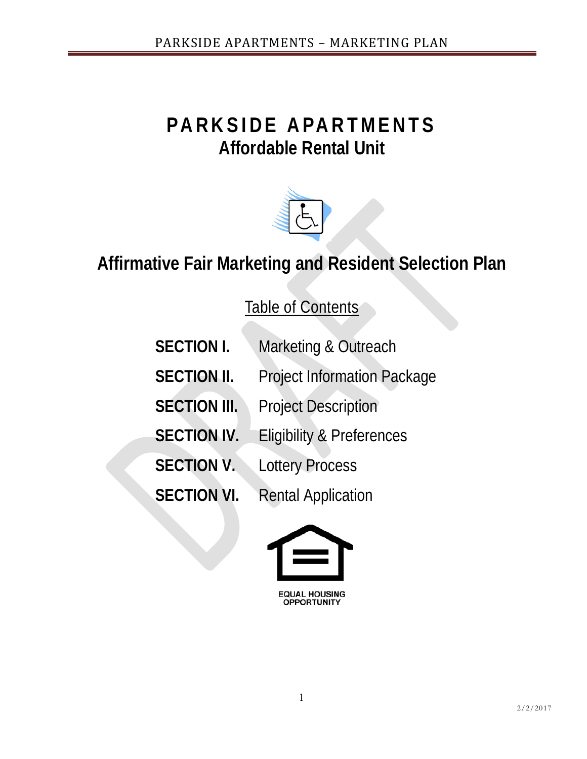# PARKSIDE APARTMENTS

## Affordable Rental Unit

## Affirmative Fair Marketing and Resident Selection Plan

Table of Contents

| | |
|---|---|
| **SECTION I.** | Marketing & Outreach |
| **SECTION II.** | Project Information Package |
| **SECTION III.** | Project Description |
| **SECTION IV.** | Eligibility & Preferences |
| **SECTION V.** | Lottery Process |
| **SECTION VI.** | Rental Application |

EQUAL HOUSING OPPORTUNITY

2/2/2017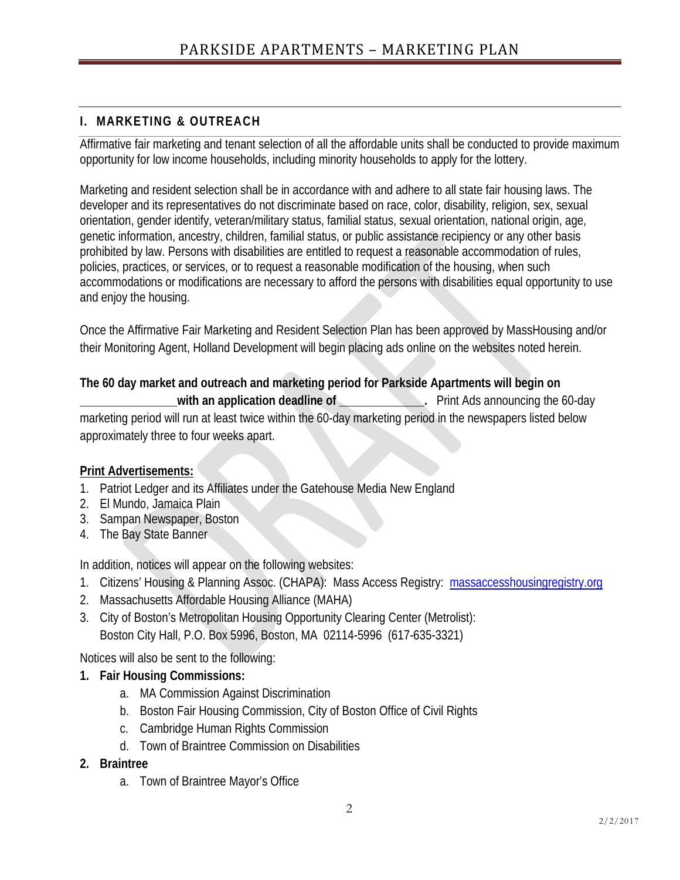## I. MARKETING & OUTREACH

Affirmative fair marketing and tenant selection of all the affordable units shall be conducted to provide maximum opportunity for low income households, including minority households to apply for the lottery.

Marketing and resident selection shall be in accordance with and adhere to all state fair housing laws. The developer and its representatives do not discriminate based on race, color, disability, religion, sex, sexual orientation, gender identify, veteran/military status, familial status, sexual orientation, national origin, age, genetic information, ancestry, children, familial status, or public assistance recipiency or any other basis prohibited by law. Persons with disabilities are entitled to request a reasonable accommodation of rules, policies, practices, or services, or to request a reasonable modification of the housing, when such accommodations or modifications are necessary to afford the persons with disabilities equal opportunity to use and enjoy the housing.

Once the Affirmative Fair Marketing and Resident Selection Plan has been approved by MassHousing and/or their Monitoring Agent, Holland Development will begin placing ads online on the websites noted herein.

**The 60 day market and outreach and marketing period for Parkside Apartments will begin on _______________with an application deadline of _____________.** Print Ads announcing the 60-day marketing period will run at least twice within the 60-day marketing period in the newspapers listed below approximately three to four weeks apart.

**<u>Print Advertisements:</u>**

1. Patriot Ledger and its Affiliates under the Gatehouse Media New England
2. El Mundo, Jamaica Plain
3. Sampan Newspaper, Boston
4. The Bay State Banner

In addition, notices will appear on the following websites:

1. Citizens' Housing & Planning Assoc. (CHAPA): Mass Access Registry: [massaccesshousingregistry.org](massaccesshousingregistry.org)
2. Massachusetts Affordable Housing Alliance (MAHA)
3. City of Boston's Metropolitan Housing Opportunity Clearing Center (Metrolist): Boston City Hall, P.O. Box 5996, Boston, MA 02114-5996 (617-635-3321)

Notices will also be sent to the following:

1. **Fair Housing Commissions:**
    a. MA Commission Against Discrimination
    b. Boston Fair Housing Commission, City of Boston Office of Civil Rights
    c. Cambridge Human Rights Commission
    d. Town of Braintree Commission on Disabilities
2. **Braintree**
    a. Town of Braintree Mayor's Office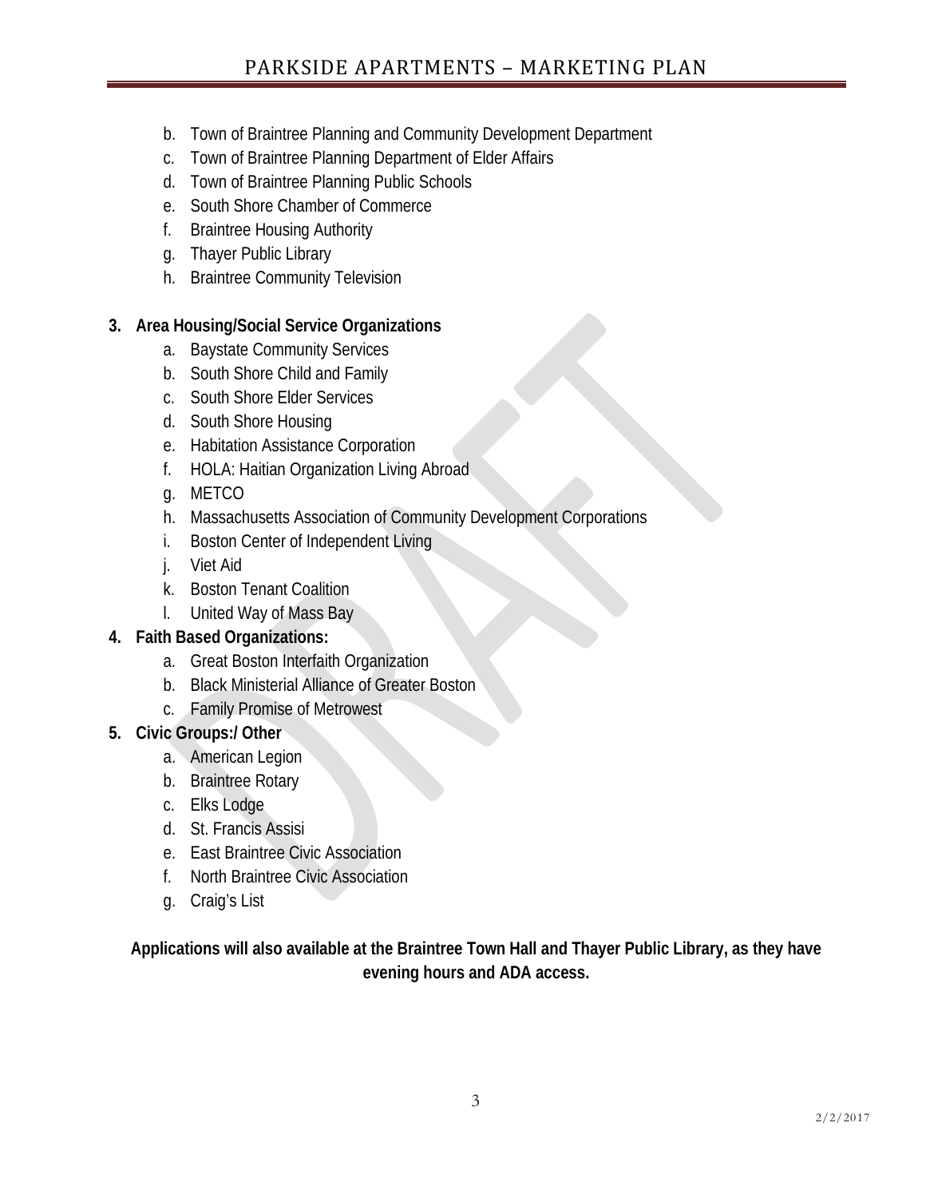b. Town of Braintree Planning and Community Development Department
c. Town of Braintree Planning Department of Elder Affairs
d. Town of Braintree Planning Public Schools
e. South Shore Chamber of Commerce
f. Braintree Housing Authority
g. Thayer Public Library
h. Braintree Community Television

**3. Area Housing/Social Service Organizations**

a. Baystate Community Services
b. South Shore Child and Family
c. South Shore Elder Services
d. South Shore Housing
e. Habitation Assistance Corporation
f. HOLA: Haitian Organization Living Abroad
g. METCO
h. Massachusetts Association of Community Development Corporations
i. Boston Center of Independent Living
j. Viet Aid
k. Boston Tenant Coalition
l. United Way of Mass Bay

**4. Faith Based Organizations:**

a. Great Boston Interfaith Organization
b. Black Ministerial Alliance of Greater Boston
c. Family Promise of Metrowest

**5. Civic Groups:/ Other**

a. American Legion
b. Braintree Rotary
c. Elks Lodge
d. St. Francis Assisi
e. East Braintree Civic Association
f. North Braintree Civic Association
g. Craig's List

**Applications will also available at the Braintree Town Hall and Thayer Public Library, as they have evening hours and ADA access.**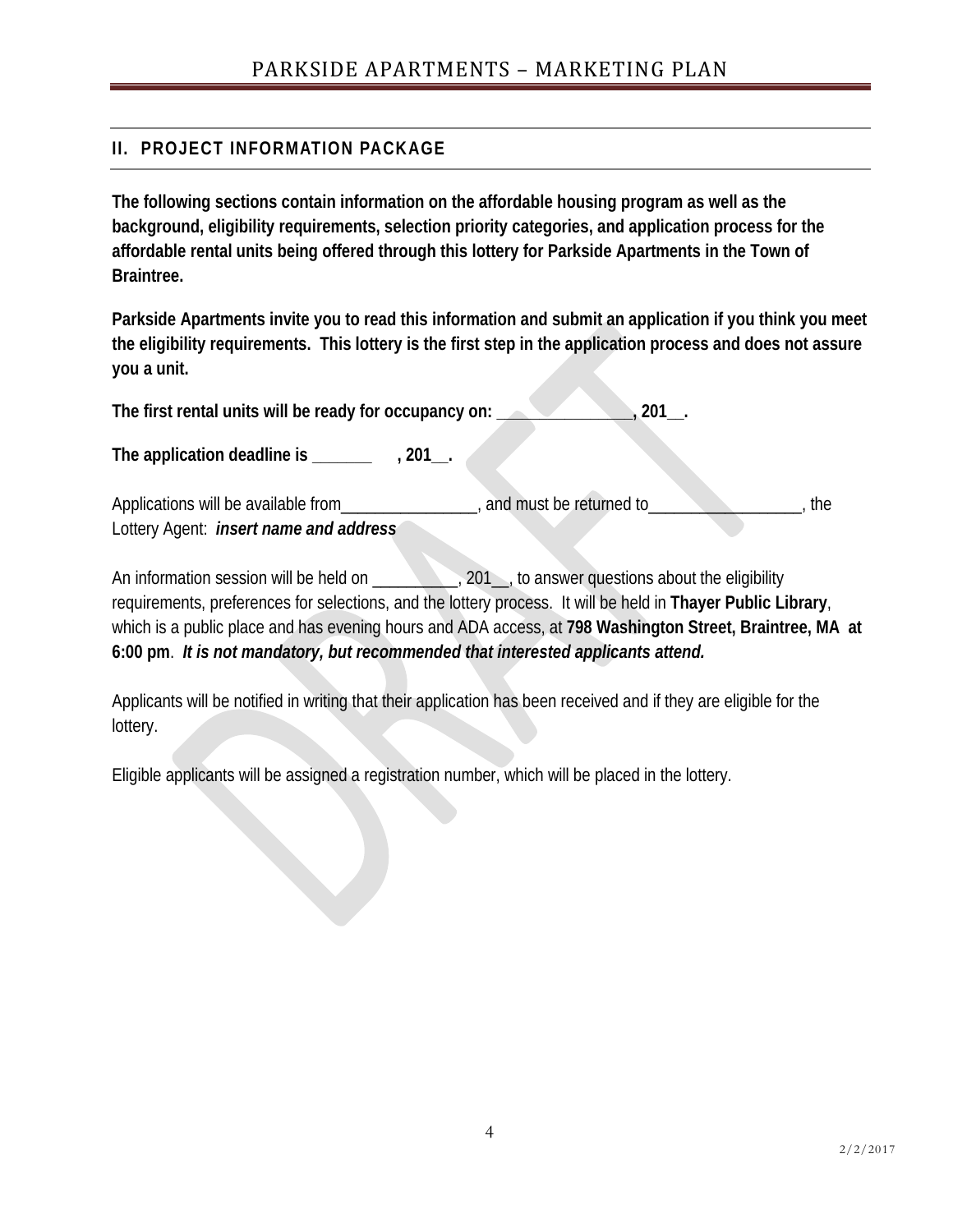## II. PROJECT INFORMATION PACKAGE

**The following sections contain information on the affordable housing program as well as the background, eligibility requirements, selection priority categories, and application process for the affordable rental units being offered through this lottery for Parkside Apartments in the Town of Braintree.**

**Parkside Apartments invite you to read this information and submit an application if you think you meet the eligibility requirements. This lottery is the first step in the application process and does not assure you a unit.**

**The first rental units will be ready for occupancy on: _______________, 201__.**

**The application deadline is ______ , 201__.**

Applications will be available from_______________, and must be returned to_________________, the Lottery Agent: ***insert name and address***

An information session will be held on _________, 201__, to answer questions about the eligibility requirements, preferences for selections, and the lottery process. It will be held in **Thayer Public Library**, which is a public place and has evening hours and ADA access, at **798 Washington Street, Braintree, MA at 6:00 pm**. ***It is not mandatory, but recommended that interested applicants attend.***

Applicants will be notified in writing that their application has been received and if they are eligible for the lottery.

Eligible applicants will be assigned a registration number, which will be placed in the lottery.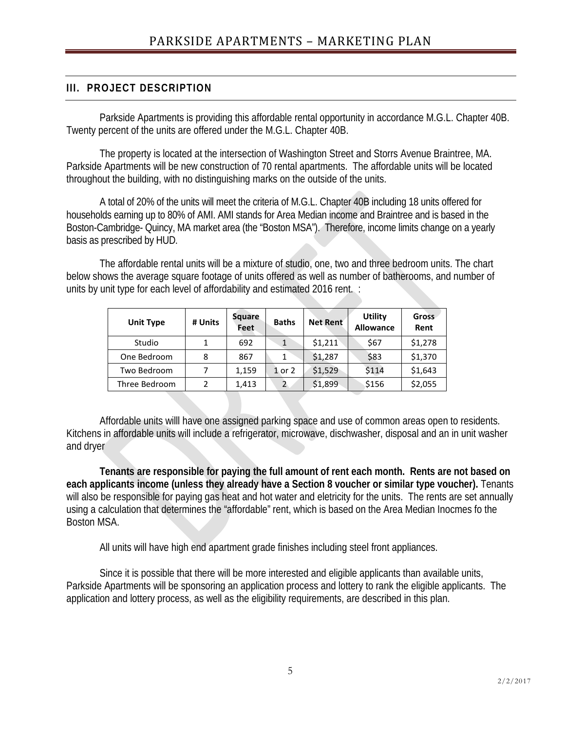## III. PROJECT DESCRIPTION

Parkside Apartments is providing this affordable rental opportunity in accordance M.G.L. Chapter 40B. Twenty percent of the units are offered under the M.G.L. Chapter 40B.

The property is located at the intersection of Washington Street and Storrs Avenue Braintree, MA. Parkside Apartments will be new construction of 70 rental apartments. The affordable units will be located throughout the building, with no distinguishing marks on the outside of the units.

A total of 20% of the units will meet the criteria of M.G.L. Chapter 40B including 18 units offered for households earning up to 80% of AMI. AMI stands for Area Median income and Braintree and is based in the Boston-Cambridge- Quincy, MA market area (the "Boston MSA"). Therefore, income limits change on a yearly basis as prescribed by HUD.

The affordable rental units will be a mixture of studio, one, two and three bedroom units. The chart below shows the average square footage of units offered as well as number of batherooms, and number of units by unit type for each level of affordability and estimated 2016 rent. :

| Unit Type | # Units | Square Feet | Baths | Net Rent | Utility Allowance | Gross Rent |
|---|---|---|---|---|---|---|
| Studio | 1 | 692 | 1 | $1,211 | $67 | $1,278 |
| One Bedroom | 8 | 867 | 1 | $1,287 | $83 | $1,370 |
| Two Bedroom | 7 | 1,159 | 1 or 2 | $1,529 | $114 | $1,643 |
| Three Bedroom | 2 | 1,413 | 2 | $1,899 | $156 | $2,055 |

Affordable units willl have one assigned parking space and use of common areas open to residents. Kitchens in affordable units will include a refrigerator, microwave, dischwasher, disposal and an in unit washer and dryer

**Tenants are responsible for paying the full amount of rent each month. Rents are not based on each applicants income (unless they already have a Section 8 voucher or similar type voucher).** Tenants will also be responsible for paying gas heat and hot water and eletricity for the units. The rents are set annually using a calculation that determines the "affordable" rent, which is based on the Area Median Inocmes fo the Boston MSA.

All units will have high end apartment grade finishes including steel front appliances.

Since it is possible that there will be more interested and eligible applicants than available units, Parkside Apartments will be sponsoring an application process and lottery to rank the eligible applicants. The application and lottery process, as well as the eligibility requirements, are described in this plan.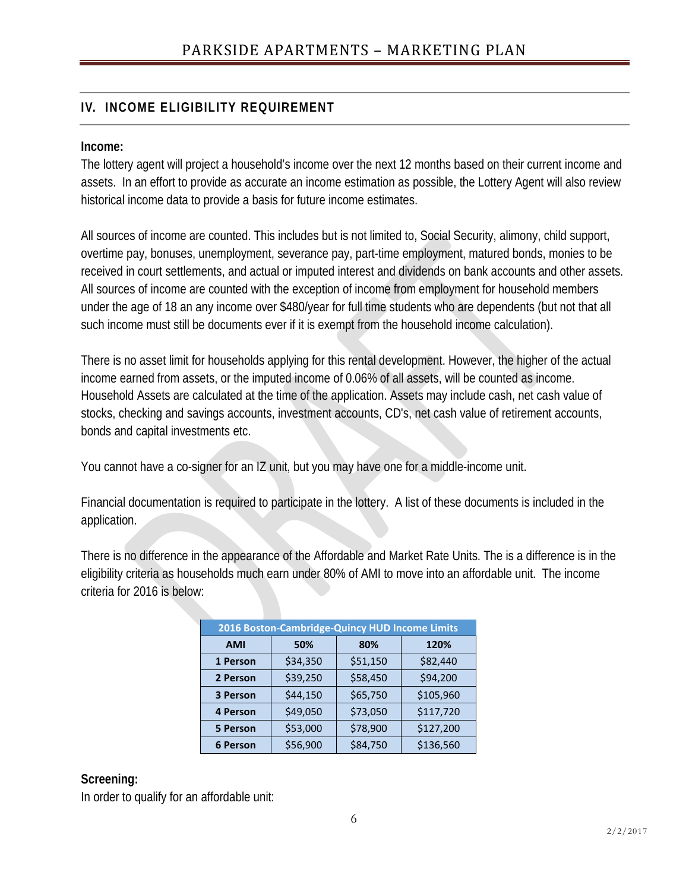## IV. INCOME ELIGIBILITY REQUIREMENT

**Income:**

The lottery agent will project a household's income over the next 12 months based on their current income and assets. In an effort to provide as accurate an income estimation as possible, the Lottery Agent will also review historical income data to provide a basis for future income estimates.

All sources of income are counted. This includes but is not limited to, Social Security, alimony, child support, overtime pay, bonuses, unemployment, severance pay, part-time employment, matured bonds, monies to be received in court settlements, and actual or imputed interest and dividends on bank accounts and other assets. All sources of income are counted with the exception of income from employment for household members under the age of 18 an any income over $480/year for full time students who are dependents (but not that all such income must still be documents ever if it is exempt from the household income calculation).

There is no asset limit for households applying for this rental development. However, the higher of the actual income earned from assets, or the imputed income of 0.06% of all assets, will be counted as income. Household Assets are calculated at the time of the application. Assets may include cash, net cash value of stocks, checking and savings accounts, investment accounts, CD's, net cash value of retirement accounts, bonds and capital investments etc.

You cannot have a co-signer for an IZ unit, but you may have one for a middle-income unit.

Financial documentation is required to participate in the lottery. A list of these documents is included in the application.

There is no difference in the appearance of the Affordable and Market Rate Units. The is a difference is in the eligibility criteria as households much earn under 80% of AMI to move into an affordable unit. The income criteria for 2016 is below:

| 2016 Boston-Cambridge-Quincy HUD Income Limits | | | |
|---|---|---|---|
| **AMI** | **50%** | **80%** | **120%** |
| **1 Person** | $34,350 | $51,150 | $82,440 |
| **2 Person** | $39,250 | $58,450 | $94,200 |
| **3 Person** | $44,150 | $65,750 | $105,960 |
| **4 Person** | $49,050 | $73,050 | $117,720 |
| **5 Person** | $53,000 | $78,900 | $127,200 |
| **6 Person** | $56,900 | $84,750 | $136,560 |

**Screening:**

In order to qualify for an affordable unit: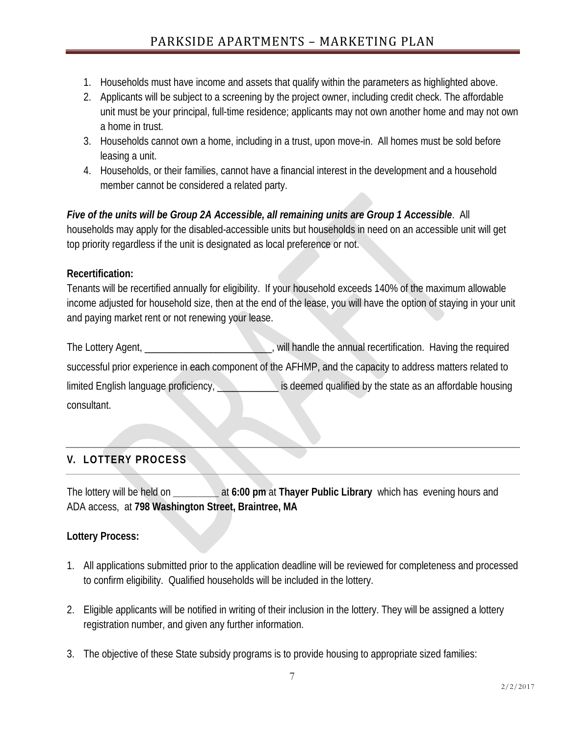1. Households must have income and assets that qualify within the parameters as highlighted above.
2. Applicants will be subject to a screening by the project owner, including credit check. The affordable unit must be your principal, full-time residence; applicants may not own another home and may not own a home in trust.
3. Households cannot own a home, including in a trust, upon move-in. All homes must be sold before leasing a unit.
4. Households, or their families, cannot have a financial interest in the development and a household member cannot be considered a related party.

***Five of the units will be Group 2A Accessible, all remaining units are Group 1 Accessible***. All households may apply for the disabled-accessible units but households in need on an accessible unit will get top priority regardless if the unit is designated as local preference or not.

**Recertification:**
Tenants will be recertified annually for eligibility. If your household exceeds 140% of the maximum allowable income adjusted for household size, then at the end of the lease, you will have the option of staying in your unit and paying market rent or not renewing your lease.

The Lottery Agent, _________________________, will handle the annual recertification. Having the required successful prior experience in each component of the AFHMP, and the capacity to address matters related to limited English language proficiency, ____________ is deemed qualified by the state as an affordable housing consultant.

## V. LOTTERY PROCESS

The lottery will be held on _________ at **6:00 pm** at **Thayer Public Library** which has evening hours and ADA access, at **798 Washington Street, Braintree, MA**

**Lottery Process:**

1. All applications submitted prior to the application deadline will be reviewed for completeness and processed to confirm eligibility. Qualified households will be included in the lottery.

2. Eligible applicants will be notified in writing of their inclusion in the lottery. They will be assigned a lottery registration number, and given any further information.

3. The objective of these State subsidy programs is to provide housing to appropriate sized families: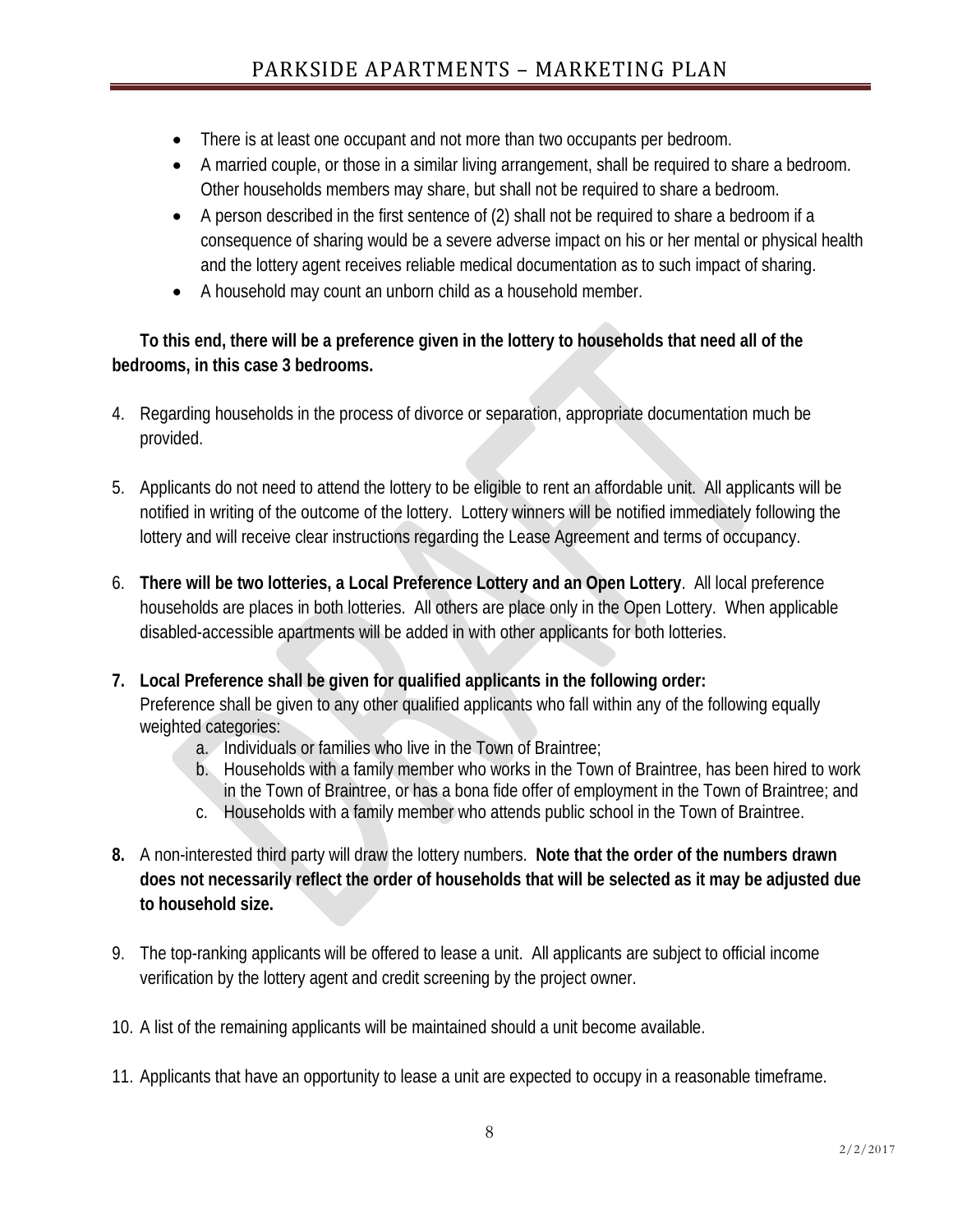- There is at least one occupant and not more than two occupants per bedroom.
- A married couple, or those in a similar living arrangement, shall be required to share a bedroom. Other households members may share, but shall not be required to share a bedroom.
- A person described in the first sentence of (2) shall not be required to share a bedroom if a consequence of sharing would be a severe adverse impact on his or her mental or physical health and the lottery agent receives reliable medical documentation as to such impact of sharing.
- A household may count an unborn child as a household member.

**To this end, there will be a preference given in the lottery to households that need all of the bedrooms, in this case 3 bedrooms.**

4. Regarding households in the process of divorce or separation, appropriate documentation much be provided.

5. Applicants do not need to attend the lottery to be eligible to rent an affordable unit. All applicants will be notified in writing of the outcome of the lottery. Lottery winners will be notified immediately following the lottery and will receive clear instructions regarding the Lease Agreement and terms of occupancy.

6. **There will be two lotteries, a Local Preference Lottery and an Open Lottery**. All local preference households are places in both lotteries. All others are place only in the Open Lottery. When applicable disabled-accessible apartments will be added in with other applicants for both lotteries.

7. **Local Preference shall be given for qualified applicants in the following order:**
   Preference shall be given to any other qualified applicants who fall within any of the following equally weighted categories:
   a. Individuals or families who live in the Town of Braintree;
   b. Households with a family member who works in the Town of Braintree, has been hired to work in the Town of Braintree, or has a bona fide offer of employment in the Town of Braintree; and
   c. Households with a family member who attends public school in the Town of Braintree.

8. A non-interested third party will draw the lottery numbers. **Note that the order of the numbers drawn does not necessarily reflect the order of households that will be selected as it may be adjusted due to household size.**

9. The top-ranking applicants will be offered to lease a unit. All applicants are subject to official income verification by the lottery agent and credit screening by the project owner.

10. A list of the remaining applicants will be maintained should a unit become available.

11. Applicants that have an opportunity to lease a unit are expected to occupy in a reasonable timeframe.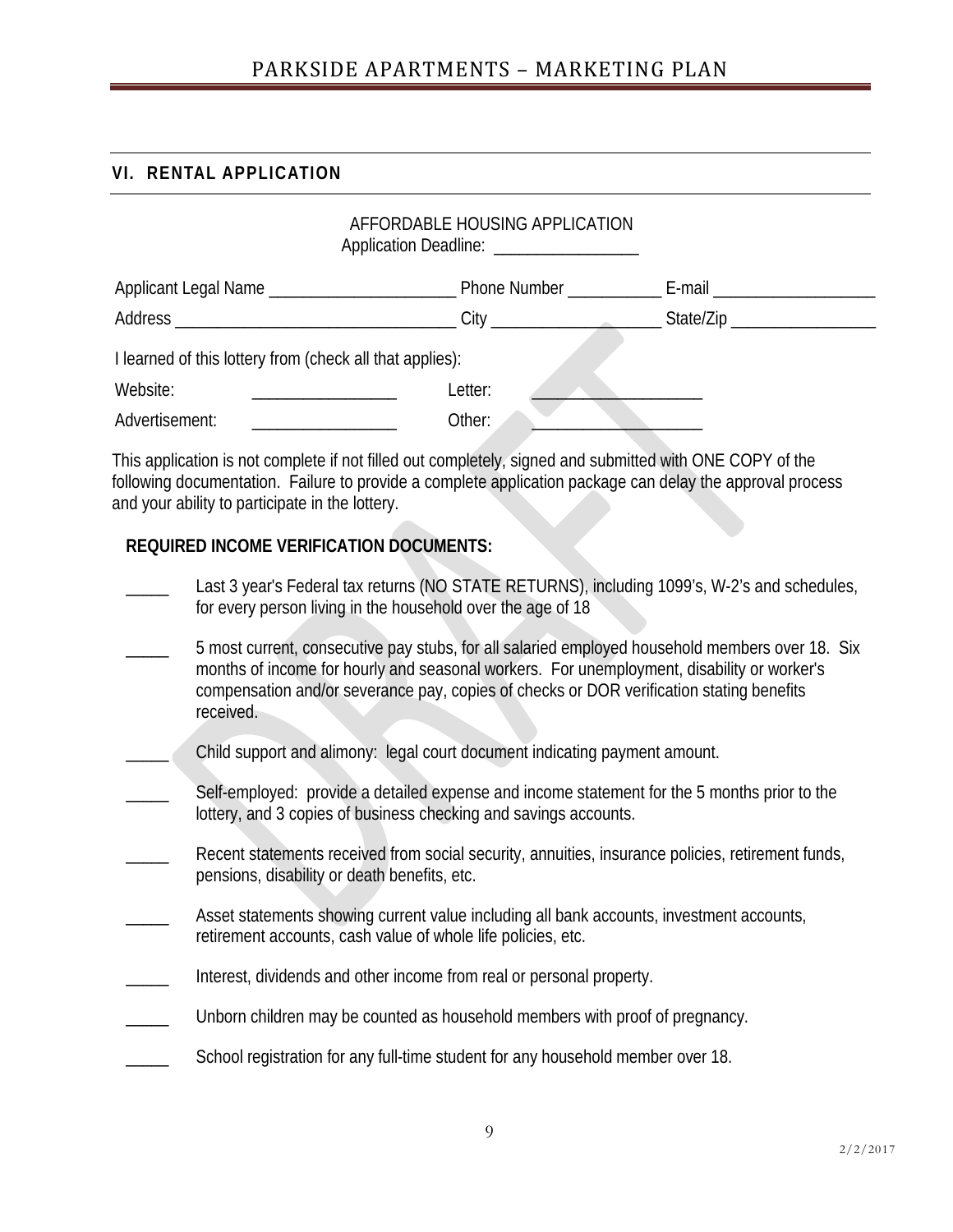## VI. RENTAL APPLICATION

AFFORDABLE HOUSING APPLICATION
Application Deadline: _________________

Applicant Legal Name ______________________ Phone Number ___________ E-mail ___________________

Address __________________________________ City ____________________ State/Zip _________________

I learned of this lottery from (check all that applies):

Website: _________________ Letter: _____________________

Advertisement: _________________ Other: _____________________

This application is not complete if not filled out completely, signed and submitted with ONE COPY of the following documentation. Failure to provide a complete application package can delay the approval process and your ability to participate in the lottery.

**REQUIRED INCOME VERIFICATION DOCUMENTS:**

_____ Last 3 year's Federal tax returns (NO STATE RETURNS), including 1099's, W-2's and schedules, for every person living in the household over the age of 18

_____ 5 most current, consecutive pay stubs, for all salaried employed household members over 18. Six months of income for hourly and seasonal workers. For unemployment, disability or worker's compensation and/or severance pay, copies of checks or DOR verification stating benefits received.

_____ Child support and alimony: legal court document indicating payment amount.

_____ Self-employed: provide a detailed expense and income statement for the 5 months prior to the lottery, and 3 copies of business checking and savings accounts.

_____ Recent statements received from social security, annuities, insurance policies, retirement funds, pensions, disability or death benefits, etc.

_____ Asset statements showing current value including all bank accounts, investment accounts, retirement accounts, cash value of whole life policies, etc.

_____ Interest, dividends and other income from real or personal property.

_____ Unborn children may be counted as household members with proof of pregnancy.

_____ School registration for any full-time student for any household member over 18.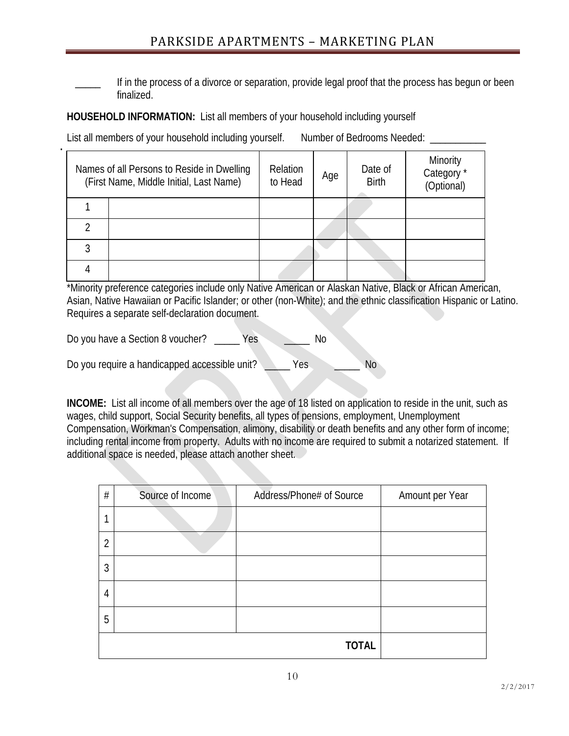_____ If in the process of a divorce or separation, provide legal proof that the process has begun or been finalized.

**HOUSEHOLD INFORMATION:** List all members of your household including yourself

List all members of your household including yourself. Number of Bedrooms Needed: ___________

| Names of all Persons to Reside in Dwelling (First Name, Middle Initial, Last Name) | | Relation to Head | Age | Date of Birth | Minority Category * (Optional) |
|---|---|---|---|---|---|
| 1 | | | | | |
| 2 | | | | | |
| 3 | | | | | |
| 4 | | | | | |

*Minority preference categories include only Native American or Alaskan Native, Black or African American, Asian, Native Hawaiian or Pacific Islander; or other (non-White); and the ethnic classification Hispanic or Latino. Requires a separate self-declaration document.

Do you have a Section 8 voucher? _____ Yes _____ No

Do you require a handicapped accessible unit? _____ Yes _____ No

**INCOME:** List all income of all members over the age of 18 listed on application to reside in the unit, such as wages, child support, Social Security benefits, all types of pensions, employment, Unemployment Compensation, Workman's Compensation, alimony, disability or death benefits and any other form of income; including rental income from property. Adults with no income are required to submit a notarized statement. If additional space is needed, please attach another sheet.

| # | Source of Income | Address/Phone# of Source | Amount per Year |
|---|---|---|---|
| 1 | | | |
| 2 | | | |
| 3 | | | |
| 4 | | | |
| 5 | | | |
| | | **TOTAL** | |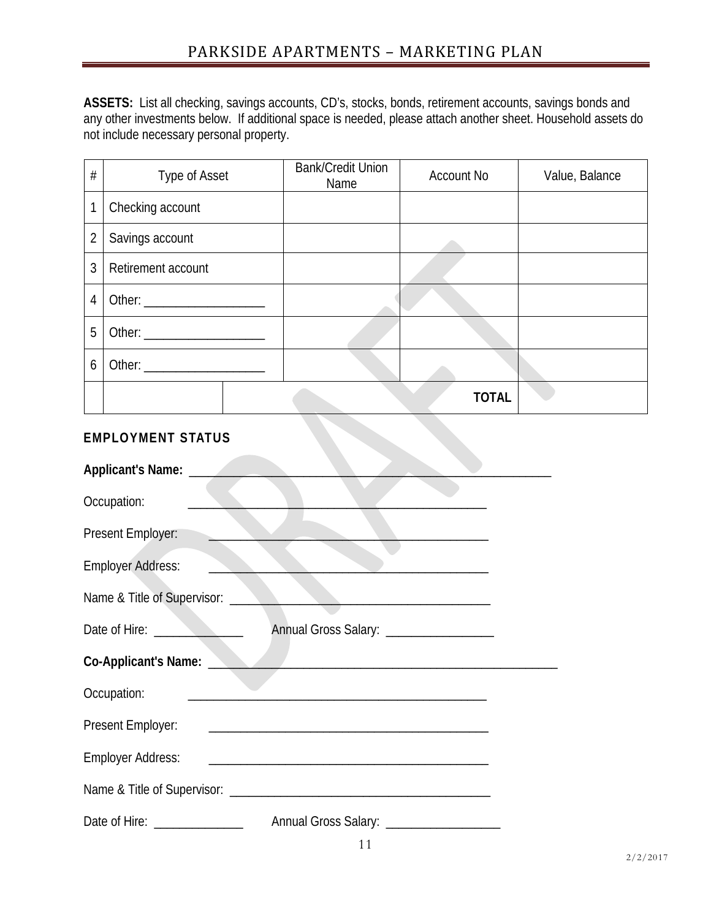**ASSETS:** List all checking, savings accounts, CD's, stocks, bonds, retirement accounts, savings bonds and any other investments below. If additional space is needed, please attach another sheet. Household assets do not include necessary personal property.

| # | Type of Asset | Bank/Credit Union Name | Account No | Value, Balance |
|---|---|---|---|---|
| 1 | Checking account | | | |
| 2 | Savings account | | | |
| 3 | Retirement account | | | |
| 4 | Other: ___________________ | | | |
| 5 | Other: ___________________ | | | |
| 6 | Other: ___________________ | | | |
| | | | **TOTAL** | |

### EMPLOYMENT STATUS

**Applicant's Name:** ______________________________________________________

Occupation: ______________________________________________

Present Employer: ___________________________________________

Employer Address: ___________________________________________

Name & Title of Supervisor: _________________________________________

Date of Hire: ______________ Annual Gross Salary: _________________

**Co-Applicant's Name:** ______________________________________________________

Occupation: ______________________________________________

Present Employer: ___________________________________________

Employer Address: ___________________________________________

Name & Title of Supervisor: _________________________________________

Date of Hire: ______________ Annual Gross Salary: __________________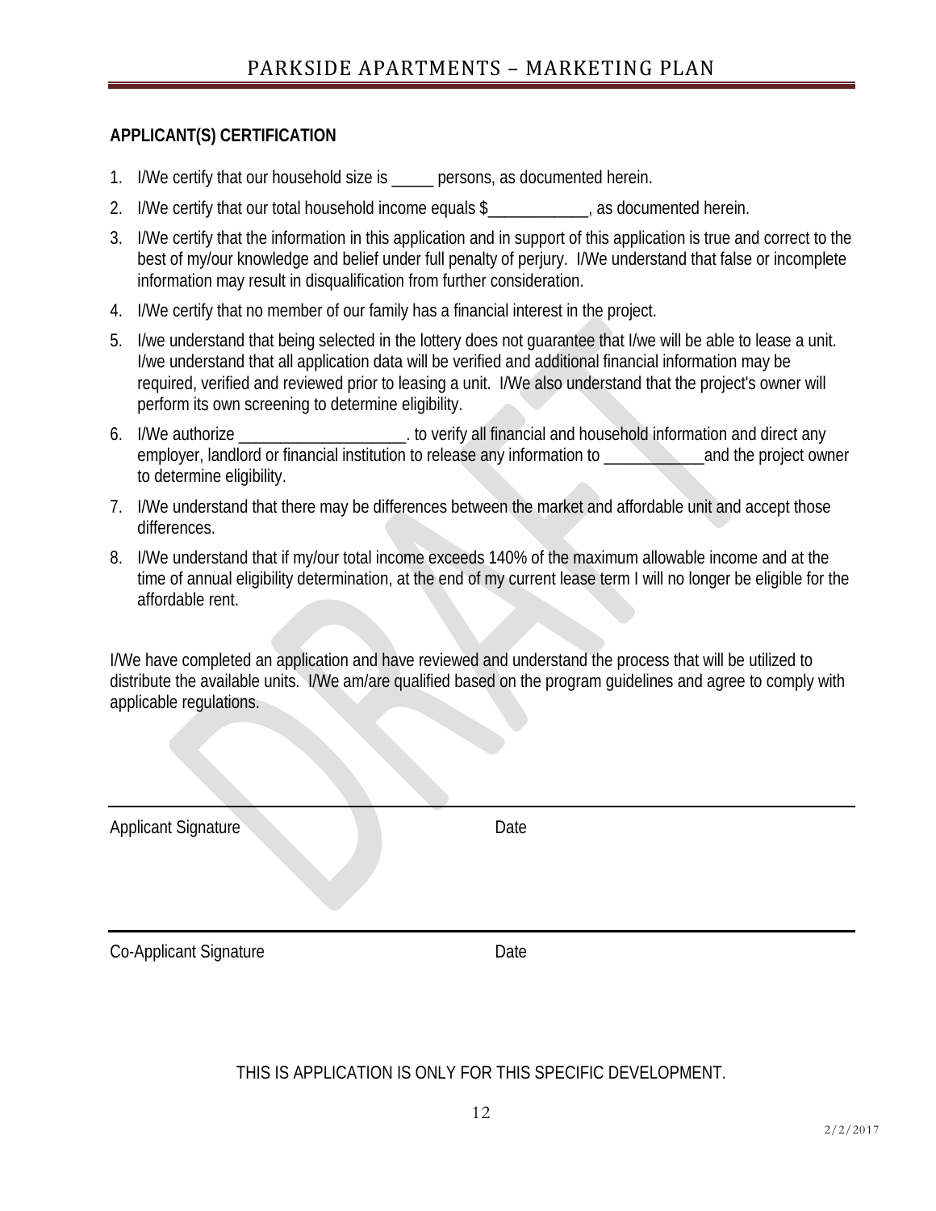**APPLICANT(S) CERTIFICATION**

1. I/We certify that our household size is _____ persons, as documented herein.
2. I/We certify that our total household income equals $____________, as documented herein.
3. I/We certify that the information in this application and in support of this application is true and correct to the best of my/our knowledge and belief under full penalty of perjury. I/We understand that false or incomplete information may result in disqualification from further consideration.
4. I/We certify that no member of our family has a financial interest in the project.
5. I/we understand that being selected in the lottery does not guarantee that I/we will be able to lease a unit. I/we understand that all application data will be verified and additional financial information may be required, verified and reviewed prior to leasing a unit. I/We also understand that the project's owner will perform its own screening to determine eligibility.
6. I/We authorize ____________________. to verify all financial and household information and direct any employer, landlord or financial institution to release any information to ____________and the project owner to determine eligibility.
7. I/We understand that there may be differences between the market and affordable unit and accept those differences.
8. I/We understand that if my/our total income exceeds 140% of the maximum allowable income and at the time of annual eligibility determination, at the end of my current lease term I will no longer be eligible for the affordable rent.

I/We have completed an application and have reviewed and understand the process that will be utilized to distribute the available units. I/We am/are qualified based on the program guidelines and agree to comply with applicable regulations.

_______________________________________________

Applicant Signature Date

_______________________________________________

Co-Applicant Signature Date

THIS IS APPLICATION IS ONLY FOR THIS SPECIFIC DEVELOPMENT.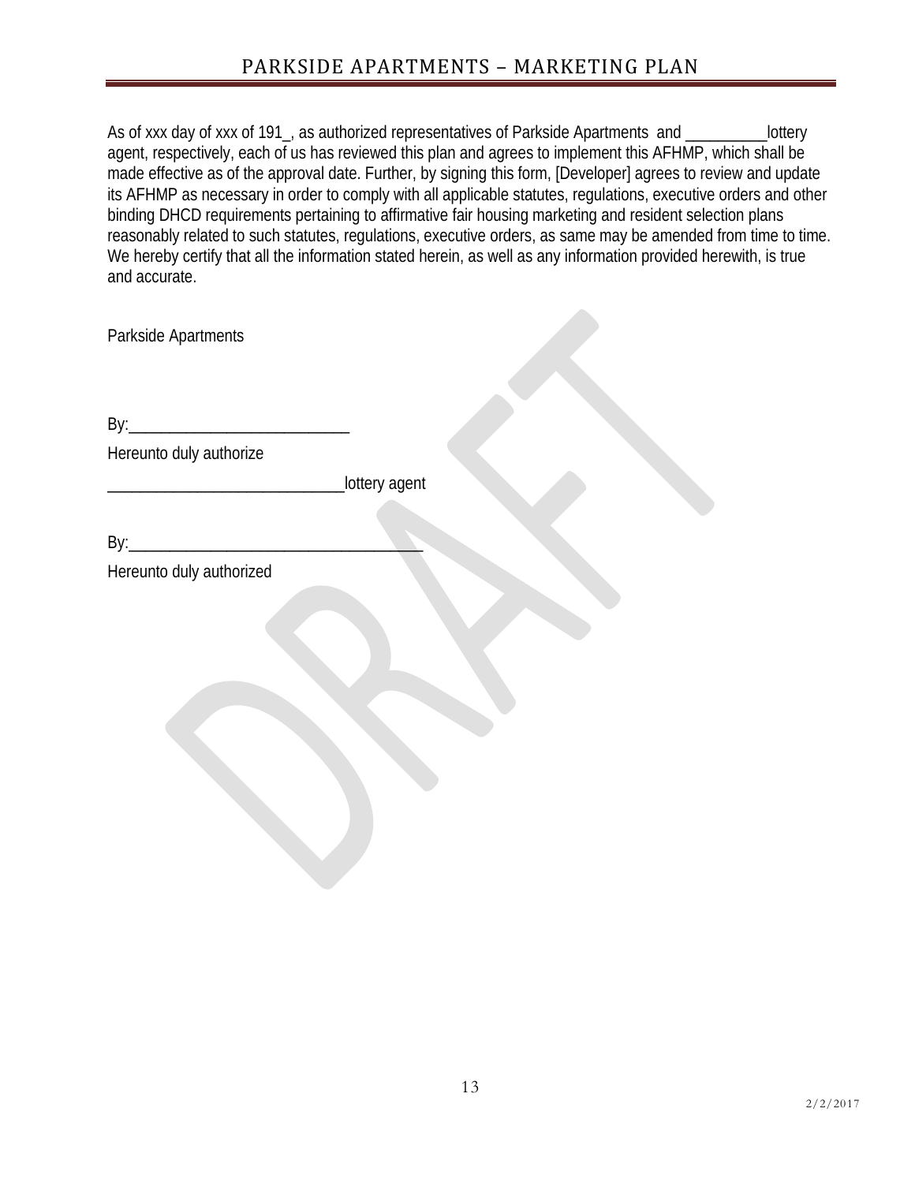As of xxx day of xxx of 191_, as authorized representatives of Parkside Apartments and __________lottery agent, respectively, each of us has reviewed this plan and agrees to implement this AFHMP, which shall be made effective as of the approval date. Further, by signing this form, [Developer] agrees to review and update its AFHMP as necessary in order to comply with all applicable statutes, regulations, executive orders and other binding DHCD requirements pertaining to affirmative fair housing marketing and resident selection plans reasonably related to such statutes, regulations, executive orders, as same may be amended from time to time. We hereby certify that all the information stated herein, as well as any information provided herewith, is true and accurate.

Parkside Apartments

By:___________________________

Hereunto duly authorize

_____________________________lottery agent

By:____________________________________

Hereunto duly authorized